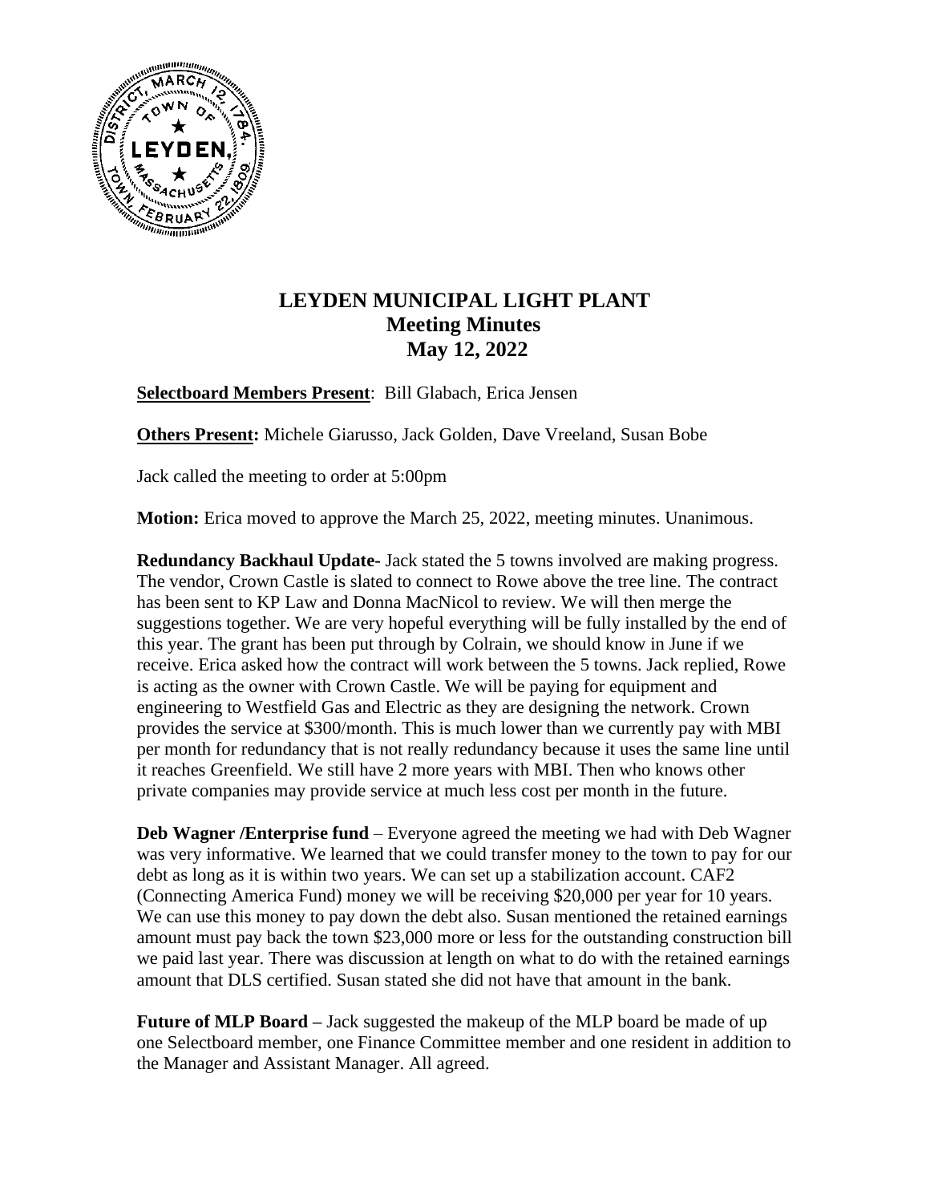# LEYDEN MUNICIPAL LIGHT PLANT
## Meeting Minutes
## May 12, 2022

**Selectboard Members Present**: Bill Glabach, Erica Jensen

**Others Present:** Michele Giarusso, Jack Golden, Dave Vreeland, Susan Bobe

Jack called the meeting to order at 5:00pm

**Motion:** Erica moved to approve the March 25, 2022, meeting minutes. Unanimous.

**Redundancy Backhaul Update-** Jack stated the 5 towns involved are making progress. The vendor, Crown Castle is slated to connect to Rowe above the tree line. The contract has been sent to KP Law and Donna MacNicol to review. We will then merge the suggestions together. We are very hopeful everything will be fully installed by the end of this year. The grant has been put through by Colrain, we should know in June if we receive. Erica asked how the contract will work between the 5 towns. Jack replied, Rowe is acting as the owner with Crown Castle. We will be paying for equipment and engineering to Westfield Gas and Electric as they are designing the network. Crown provides the service at $300/month. This is much lower than we currently pay with MBI per month for redundancy that is not really redundancy because it uses the same line until it reaches Greenfield. We still have 2 more years with MBI. Then who knows other private companies may provide service at much less cost per month in the future.

**Deb Wagner /Enterprise fund** – Everyone agreed the meeting we had with Deb Wagner was very informative. We learned that we could transfer money to the town to pay for our debt as long as it is within two years. We can set up a stabilization account. CAF2 (Connecting America Fund) money we will be receiving $20,000 per year for 10 years. We can use this money to pay down the debt also. Susan mentioned the retained earnings amount must pay back the town $23,000 more or less for the outstanding construction bill we paid last year. There was discussion at length on what to do with the retained earnings amount that DLS certified. Susan stated she did not have that amount in the bank.

**Future of MLP Board –** Jack suggested the makeup of the MLP board be made of up one Selectboard member, one Finance Committee member and one resident in addition to the Manager and Assistant Manager. All agreed.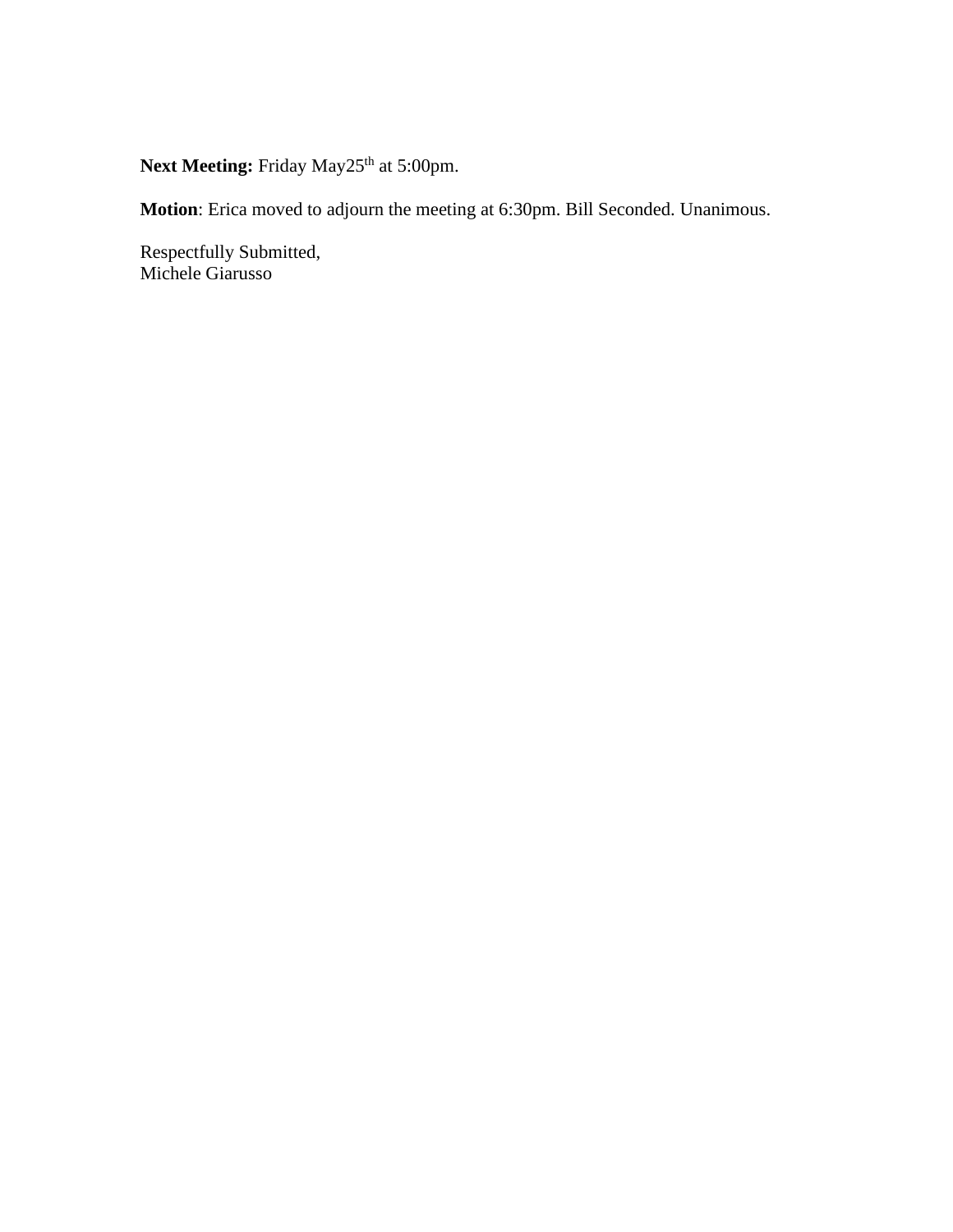**Next Meeting:** Friday May25th at 5:00pm.

**Motion**: Erica moved to adjourn the meeting at 6:30pm. Bill Seconded. Unanimous.

Respectfully Submitted,
Michele Giarusso